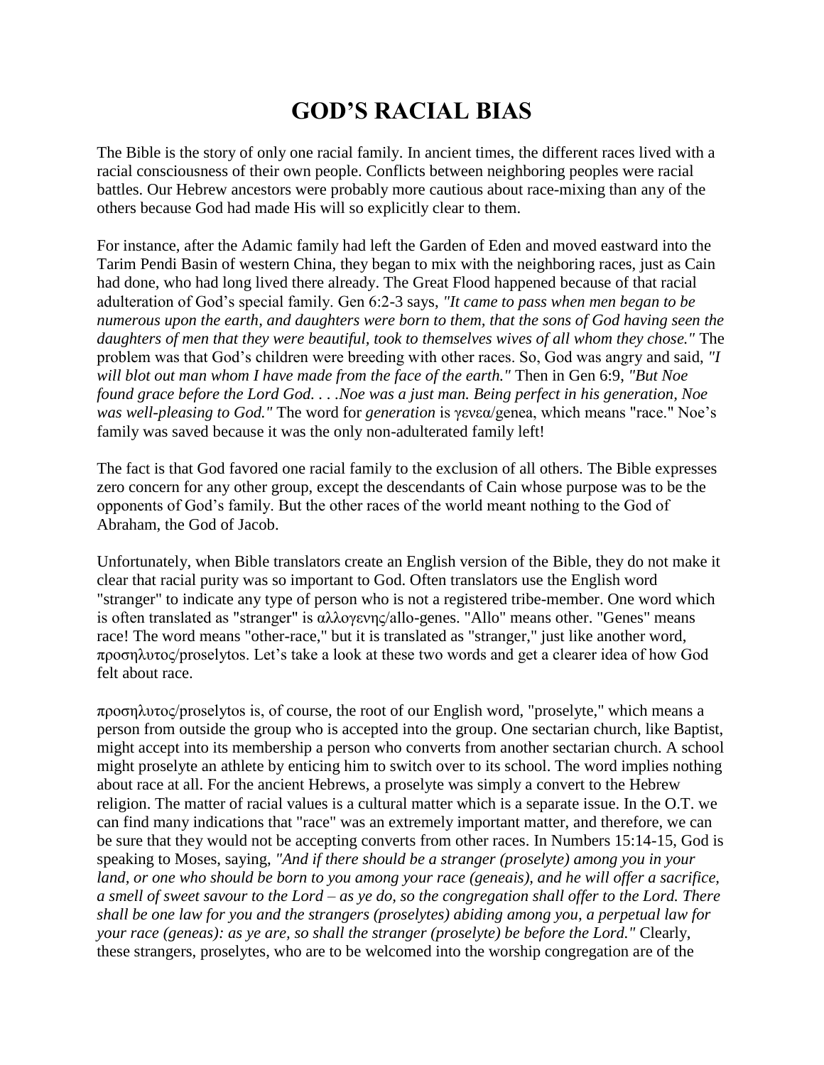# GOD'S RACIAL BIAS

The Bible is the story of only one racial family. In ancient times, the different races lived with a racial consciousness of their own people. Conflicts between neighboring peoples were racial battles. Our Hebrew ancestors were probably more cautious about race-mixing than any of the others because God had made His will so explicitly clear to them.

For instance, after the Adamic family had left the Garden of Eden and moved eastward into the Tarim Pendi Basin of western China, they began to mix with the neighboring races, just as Cain had done, who had long lived there already. The Great Flood happened because of that racial adulteration of God's special family. Gen 6:2-3 says, *"It came to pass when men began to be numerous upon the earth, and daughters were born to them, that the sons of God having seen the daughters of men that they were beautiful, took to themselves wives of all whom they chose."* The problem was that God's children were breeding with other races. So, God was angry and said, *"I will blot out man whom I have made from the face of the earth."* Then in Gen 6:9, *"But Noe found grace before the Lord God. . . .Noe was a just man. Being perfect in his generation, Noe was well-pleasing to God."* The word for *generation* is γενεα/genea, which means "race." Noe's family was saved because it was the only non-adulterated family left!

The fact is that God favored one racial family to the exclusion of all others. The Bible expresses zero concern for any other group, except the descendants of Cain whose purpose was to be the opponents of God's family. But the other races of the world meant nothing to the God of Abraham, the God of Jacob.

Unfortunately, when Bible translators create an English version of the Bible, they do not make it clear that racial purity was so important to God. Often translators use the English word "stranger" to indicate any type of person who is not a registered tribe-member. One word which is often translated as "stranger" is αλλογενης/allo-genes. "Allo" means other. "Genes" means race! The word means "other-race," but it is translated as "stranger," just like another word, προσηλυτος/proselytos. Let's take a look at these two words and get a clearer idea of how God felt about race.

προσηλυτος/proselytos is, of course, the root of our English word, "proselyte," which means a person from outside the group who is accepted into the group. One sectarian church, like Baptist, might accept into its membership a person who converts from another sectarian church. A school might proselyte an athlete by enticing him to switch over to its school. The word implies nothing about race at all. For the ancient Hebrews, a proselyte was simply a convert to the Hebrew religion. The matter of racial values is a cultural matter which is a separate issue. In the O.T. we can find many indications that "race" was an extremely important matter, and therefore, we can be sure that they would not be accepting converts from other races. In Numbers 15:14-15, God is speaking to Moses, saying, *"And if there should be a stranger (proselyte) among you in your land, or one who should be born to you among your race (geneais), and he will offer a sacrifice, a smell of sweet savour to the Lord – as ye do, so the congregation shall offer to the Lord. There shall be one law for you and the strangers (proselytes) abiding among you, a perpetual law for your race (geneas): as ye are, so shall the stranger (proselyte) be before the Lord."* Clearly, these strangers, proselytes, who are to be welcomed into the worship congregation are of the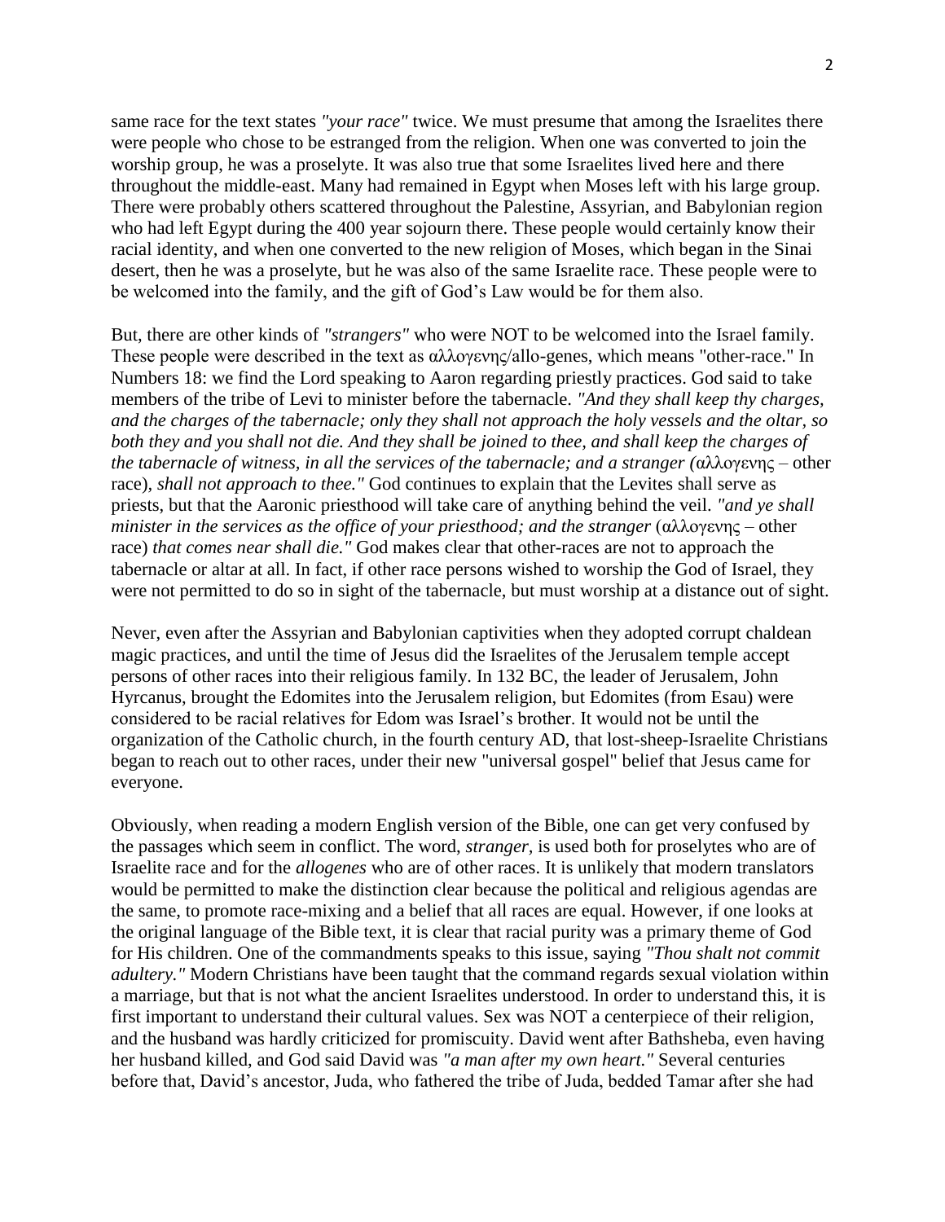same race for the text states *"your race"* twice. We must presume that among the Israelites there were people who chose to be estranged from the religion. When one was converted to join the worship group, he was a proselyte. It was also true that some Israelites lived here and there throughout the middle-east. Many had remained in Egypt when Moses left with his large group. There were probably others scattered throughout the Palestine, Assyrian, and Babylonian region who had left Egypt during the 400 year sojourn there. These people would certainly know their racial identity, and when one converted to the new religion of Moses, which began in the Sinai desert, then he was a proselyte, but he was also of the same Israelite race. These people were to be welcomed into the family, and the gift of God's Law would be for them also.

But, there are other kinds of *"strangers"* who were NOT to be welcomed into the Israel family. These people were described in the text as αλλογενης/allo-genes, which means "other-race." In Numbers 18: we find the Lord speaking to Aaron regarding priestly practices. God said to take members of the tribe of Levi to minister before the tabernacle. *"And they shall keep thy charges, and the charges of the tabernacle; only they shall not approach the holy vessels and the oltar, so both they and you shall not die. And they shall be joined to thee, and shall keep the charges of the tabernacle of witness, in all the services of the tabernacle; and a stranger (*αλλογενης – other race), *shall not approach to thee."* God continues to explain that the Levites shall serve as priests, but that the Aaronic priesthood will take care of anything behind the veil. *"and ye shall minister in the services as the office of your priesthood; and the stranger* (αλλογενης – other race) *that comes near shall die."* God makes clear that other-races are not to approach the tabernacle or altar at all. In fact, if other race persons wished to worship the God of Israel, they were not permitted to do so in sight of the tabernacle, but must worship at a distance out of sight.

Never, even after the Assyrian and Babylonian captivities when they adopted corrupt chaldean magic practices, and until the time of Jesus did the Israelites of the Jerusalem temple accept persons of other races into their religious family. In 132 BC, the leader of Jerusalem, John Hyrcanus, brought the Edomites into the Jerusalem religion, but Edomites (from Esau) were considered to be racial relatives for Edom was Israel's brother. It would not be until the organization of the Catholic church, in the fourth century AD, that lost-sheep-Israelite Christians began to reach out to other races, under their new "universal gospel" belief that Jesus came for everyone.

Obviously, when reading a modern English version of the Bible, one can get very confused by the passages which seem in conflict. The word, *stranger*, is used both for proselytes who are of Israelite race and for the *allogenes* who are of other races. It is unlikely that modern translators would be permitted to make the distinction clear because the political and religious agendas are the same, to promote race-mixing and a belief that all races are equal. However, if one looks at the original language of the Bible text, it is clear that racial purity was a primary theme of God for His children. One of the commandments speaks to this issue, saying *"Thou shalt not commit adultery."* Modern Christians have been taught that the command regards sexual violation within a marriage, but that is not what the ancient Israelites understood. In order to understand this, it is first important to understand their cultural values. Sex was NOT a centerpiece of their religion, and the husband was hardly criticized for promiscuity. David went after Bathsheba, even having her husband killed, and God said David was *"a man after my own heart."* Several centuries before that, David's ancestor, Juda, who fathered the tribe of Juda, bedded Tamar after she had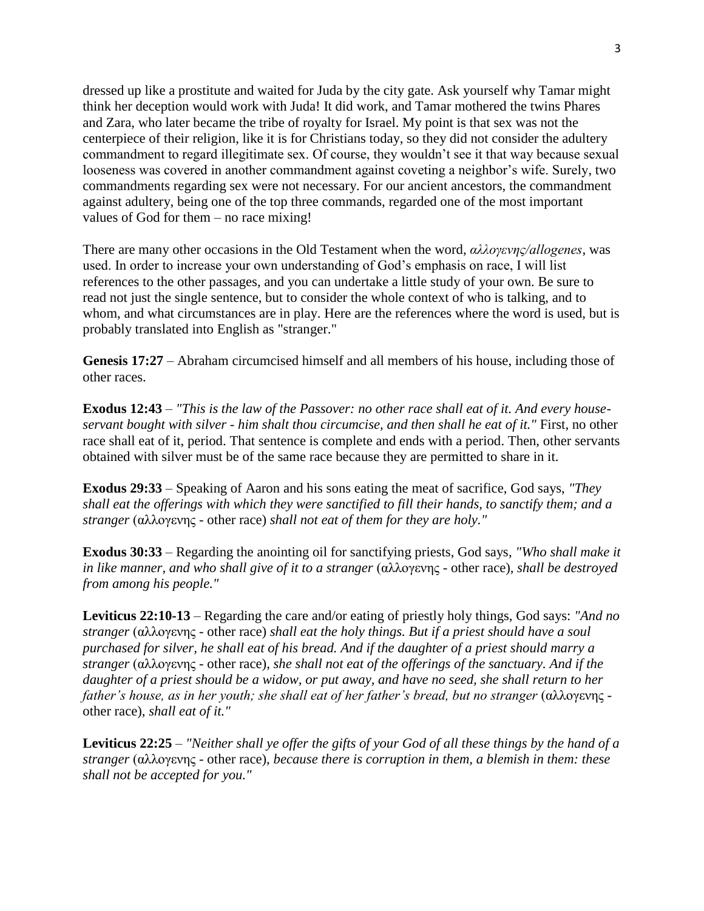dressed up like a prostitute and waited for Juda by the city gate. Ask yourself why Tamar might think her deception would work with Juda! It did work, and Tamar mothered the twins Phares and Zara, who later became the tribe of royalty for Israel. My point is that sex was not the centerpiece of their religion, like it is for Christians today, so they did not consider the adultery commandment to regard illegitimate sex. Of course, they wouldn't see it that way because sexual looseness was covered in another commandment against coveting a neighbor's wife. Surely, two commandments regarding sex were not necessary. For our ancient ancestors, the commandment against adultery, being one of the top three commands, regarded one of the most important values of God for them – no race mixing!

There are many other occasions in the Old Testament when the word, *αλλογενης/allogenes*, was used. In order to increase your own understanding of God's emphasis on race, I will list references to the other passages, and you can undertake a little study of your own. Be sure to read not just the single sentence, but to consider the whole context of who is talking, and to whom, and what circumstances are in play. Here are the references where the word is used, but is probably translated into English as "stranger."

**Genesis 17:27** – Abraham circumcised himself and all members of his house, including those of other races.

**Exodus 12:43** – *"This is the law of the Passover: no other race shall eat of it. And every house-servant bought with silver - him shalt thou circumcise, and then shall he eat of it."* First, no other race shall eat of it, period. That sentence is complete and ends with a period. Then, other servants obtained with silver must be of the same race because they are permitted to share in it.

**Exodus 29:33** – Speaking of Aaron and his sons eating the meat of sacrifice, God says, *"They shall eat the offerings with which they were sanctified to fill their hands, to sanctify them; and a stranger* (αλλογενης - other race) *shall not eat of them for they are holy."*

**Exodus 30:33** – Regarding the anointing oil for sanctifying priests, God says, *"Who shall make it in like manner, and who shall give of it to a stranger* (αλλογενης - other race), *shall be destroyed from among his people."*

**Leviticus 22:10-13** – Regarding the care and/or eating of priestly holy things, God says: *"And no stranger* (αλλογενης - other race) *shall eat the holy things. But if a priest should have a soul purchased for silver, he shall eat of his bread. And if the daughter of a priest should marry a stranger* (αλλογενης - other race), *she shall not eat of the offerings of the sanctuary. And if the daughter of a priest should be a widow, or put away, and have no seed, she shall return to her father's house, as in her youth; she shall eat of her father's bread, but no stranger* (αλλογενης - other race), *shall eat of it."*

**Leviticus 22:25** – *"Neither shall ye offer the gifts of your God of all these things by the hand of a stranger* (αλλογενης - other race), *because there is corruption in them, a blemish in them: these shall not be accepted for you."*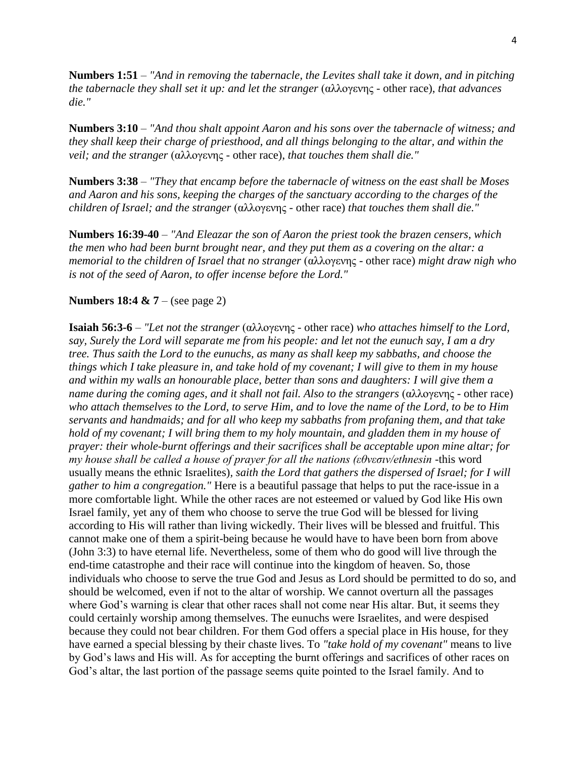**Numbers 1:51** – *"And in removing the tabernacle, the Levites shall take it down, and in pitching the tabernacle they shall set it up: and let the stranger* (αλλογενης - other race), *that advances die."*

**Numbers 3:10** – *"And thou shalt appoint Aaron and his sons over the tabernacle of witness; and they shall keep their charge of priesthood, and all things belonging to the altar, and within the veil; and the stranger* (αλλογενης - other race), *that touches them shall die."*

**Numbers 3:38** – *"They that encamp before the tabernacle of witness on the east shall be Moses and Aaron and his sons, keeping the charges of the sanctuary according to the charges of the children of Israel; and the stranger* (αλλογενης - other race) *that touches them shall die."*

**Numbers 16:39-40** – *"And Eleazar the son of Aaron the priest took the brazen censers, which the men who had been burnt brought near, and they put them as a covering on the altar: a memorial to the children of Israel that no stranger* (αλλογενης - other race) *might draw nigh who is not of the seed of Aaron, to offer incense before the Lord."*

**Numbers 18:4 & 7** – (see page 2)

**Isaiah 56:3-6** – *"Let not the stranger* (αλλογενης - other race) *who attaches himself to the Lord, say, Surely the Lord will separate me from his people: and let not the eunuch say, I am a dry tree. Thus saith the Lord to the eunuchs, as many as shall keep my sabbaths, and choose the things which I take pleasure in, and take hold of my covenant; I will give to them in my house and within my walls an honourable place, better than sons and daughters: I will give them a name during the coming ages, and it shall not fail. Also to the strangers* (αλλογενης - other race) *who attach themselves to the Lord, to serve Him, and to love the name of the Lord, to be to Him servants and handmaids; and for all who keep my sabbaths from profaning them, and that take hold of my covenant; I will bring them to my holy mountain, and gladden them in my house of prayer: their whole-burnt offerings and their sacrifices shall be acceptable upon mine altar; for my house shall be called a house of prayer for all the nations (εθνεσιν/ethnesin* -this word usually means the ethnic Israelites), *saith the Lord that gathers the dispersed of Israel; for I will gather to him a congregation."* Here is a beautiful passage that helps to put the race-issue in a more comfortable light. While the other races are not esteemed or valued by God like His own Israel family, yet any of them who choose to serve the true God will be blessed for living according to His will rather than living wickedly. Their lives will be blessed and fruitful. This cannot make one of them a spirit-being because he would have to have been born from above (John 3:3) to have eternal life. Nevertheless, some of them who do good will live through the end-time catastrophe and their race will continue into the kingdom of heaven. So, those individuals who choose to serve the true God and Jesus as Lord should be permitted to do so, and should be welcomed, even if not to the altar of worship. We cannot overturn all the passages where God's warning is clear that other races shall not come near His altar. But, it seems they could certainly worship among themselves. The eunuchs were Israelites, and were despised because they could not bear children. For them God offers a special place in His house, for they have earned a special blessing by their chaste lives. To *"take hold of my covenant"* means to live by God's laws and His will. As for accepting the burnt offerings and sacrifices of other races on God's altar, the last portion of the passage seems quite pointed to the Israel family. And to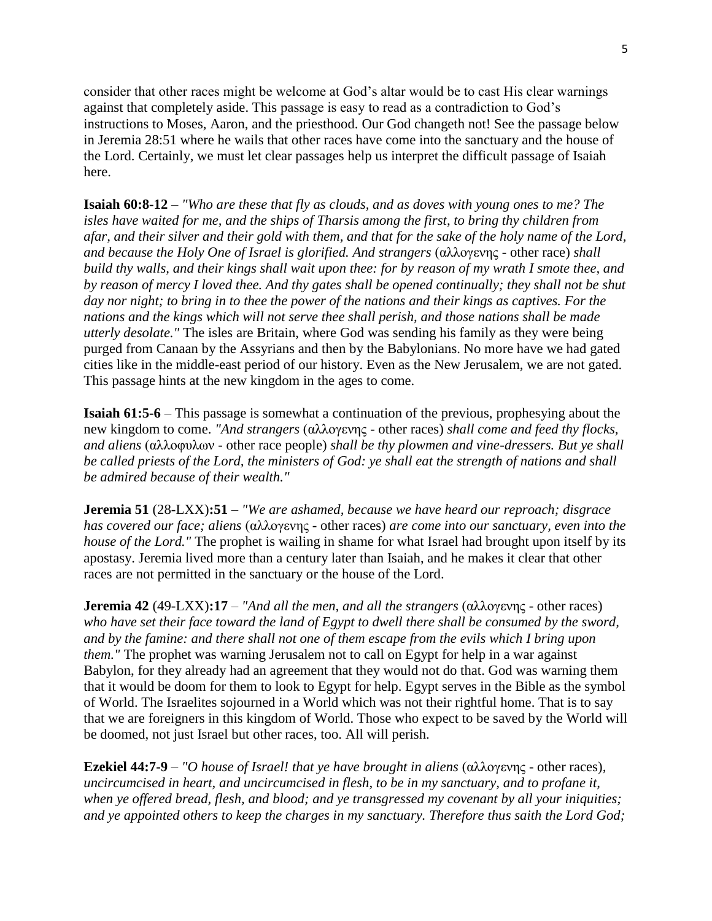consider that other races might be welcome at God's altar would be to cast His clear warnings against that completely aside. This passage is easy to read as a contradiction to God's instructions to Moses, Aaron, and the priesthood. Our God changeth not! See the passage below in Jeremia 28:51 where he wails that other races have come into the sanctuary and the house of the Lord. Certainly, we must let clear passages help us interpret the difficult passage of Isaiah here.

**Isaiah 60:8-12** – *"Who are these that fly as clouds, and as doves with young ones to me? The isles have waited for me, and the ships of Tharsis among the first, to bring thy children from afar, and their silver and their gold with them, and that for the sake of the holy name of the Lord, and because the Holy One of Israel is glorified. And strangers* (αλλογενης - other race) *shall build thy walls, and their kings shall wait upon thee: for by reason of my wrath I smote thee, and by reason of mercy I loved thee. And thy gates shall be opened continually; they shall not be shut day nor night; to bring in to thee the power of the nations and their kings as captives. For the nations and the kings which will not serve thee shall perish, and those nations shall be made utterly desolate."* The isles are Britain, where God was sending his family as they were being purged from Canaan by the Assyrians and then by the Babylonians. No more have we had gated cities like in the middle-east period of our history. Even as the New Jerusalem, we are not gated. This passage hints at the new kingdom in the ages to come.

**Isaiah 61:5-6** – This passage is somewhat a continuation of the previous, prophesying about the new kingdom to come. *"And strangers* (αλλογενης - other races) *shall come and feed thy flocks, and aliens* (αλλοφυλων - other race people) *shall be thy plowmen and vine-dressers. But ye shall be called priests of the Lord, the ministers of God: ye shall eat the strength of nations and shall be admired because of their wealth."*

**Jeremia 51** (28-LXX)**:51** – *"We are ashamed, because we have heard our reproach; disgrace has covered our face; aliens* (αλλογενης - other races) *are come into our sanctuary, even into the house of the Lord."* The prophet is wailing in shame for what Israel had brought upon itself by its apostasy. Jeremia lived more than a century later than Isaiah, and he makes it clear that other races are not permitted in the sanctuary or the house of the Lord.

**Jeremia 42** (49-LXX)**:17** – *"And all the men, and all the strangers* (αλλογενης - other races) *who have set their face toward the land of Egypt to dwell there shall be consumed by the sword, and by the famine: and there shall not one of them escape from the evils which I bring upon them."* The prophet was warning Jerusalem not to call on Egypt for help in a war against Babylon, for they already had an agreement that they would not do that. God was warning them that it would be doom for them to look to Egypt for help. Egypt serves in the Bible as the symbol of World. The Israelites sojourned in a World which was not their rightful home. That is to say that we are foreigners in this kingdom of World. Those who expect to be saved by the World will be doomed, not just Israel but other races, too. All will perish.

**Ezekiel 44:7-9** – *"O house of Israel! that ye have brought in aliens* (αλλογενης - other races), *uncircumcised in heart, and uncircumcised in flesh, to be in my sanctuary, and to profane it, when ye offered bread, flesh, and blood; and ye transgressed my covenant by all your iniquities; and ye appointed others to keep the charges in my sanctuary. Therefore thus saith the Lord God;*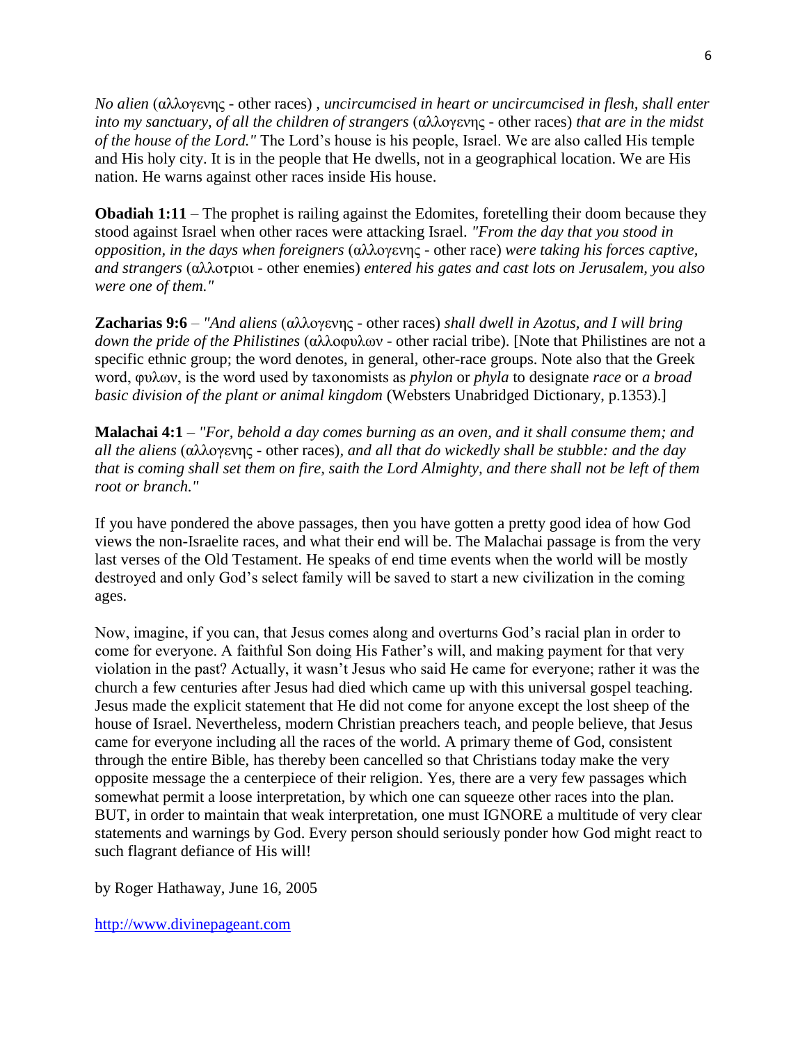*No alien* (αλλογενης - other races) *, uncircumcised in heart or uncircumcised in flesh, shall enter into my sanctuary, of all the children of strangers* (αλλογενης - other races) *that are in the midst of the house of the Lord."* The Lord's house is his people, Israel. We are also called His temple and His holy city. It is in the people that He dwells, not in a geographical location. We are His nation. He warns against other races inside His house.

**Obadiah 1:11** – The prophet is railing against the Edomites, foretelling their doom because they stood against Israel when other races were attacking Israel. *"From the day that you stood in opposition, in the days when foreigners* (αλλογενης - other race) *were taking his forces captive, and strangers* (αλλοτριοι - other enemies) *entered his gates and cast lots on Jerusalem, you also were one of them."*

**Zacharias 9:6** – *"And aliens* (αλλογενης - other races) *shall dwell in Azotus, and I will bring down the pride of the Philistines* (αλλοφυλων - other racial tribe). [Note that Philistines are not a specific ethnic group; the word denotes, in general, other-race groups. Note also that the Greek word, φυλων, is the word used by taxonomists as *phylon* or *phyla* to designate *race* or *a broad basic division of the plant or animal kingdom* (Websters Unabridged Dictionary, p.1353).]

**Malachai 4:1** – *"For, behold a day comes burning as an oven, and it shall consume them; and all the aliens* (αλλογενης - other races)*, and all that do wickedly shall be stubble: and the day that is coming shall set them on fire, saith the Lord Almighty, and there shall not be left of them root or branch."*

If you have pondered the above passages, then you have gotten a pretty good idea of how God views the non-Israelite races, and what their end will be. The Malachai passage is from the very last verses of the Old Testament. He speaks of end time events when the world will be mostly destroyed and only God's select family will be saved to start a new civilization in the coming ages.

Now, imagine, if you can, that Jesus comes along and overturns God's racial plan in order to come for everyone. A faithful Son doing His Father's will, and making payment for that very violation in the past? Actually, it wasn't Jesus who said He came for everyone; rather it was the church a few centuries after Jesus had died which came up with this universal gospel teaching. Jesus made the explicit statement that He did not come for anyone except the lost sheep of the house of Israel. Nevertheless, modern Christian preachers teach, and people believe, that Jesus came for everyone including all the races of the world. A primary theme of God, consistent through the entire Bible, has thereby been cancelled so that Christians today make the very opposite message the a centerpiece of their religion. Yes, there are a very few passages which somewhat permit a loose interpretation, by which one can squeeze other races into the plan. BUT, in order to maintain that weak interpretation, one must IGNORE a multitude of very clear statements and warnings by God. Every person should seriously ponder how God might react to such flagrant defiance of His will!

by Roger Hathaway, June 16, 2005

http://www.divinepageant.com